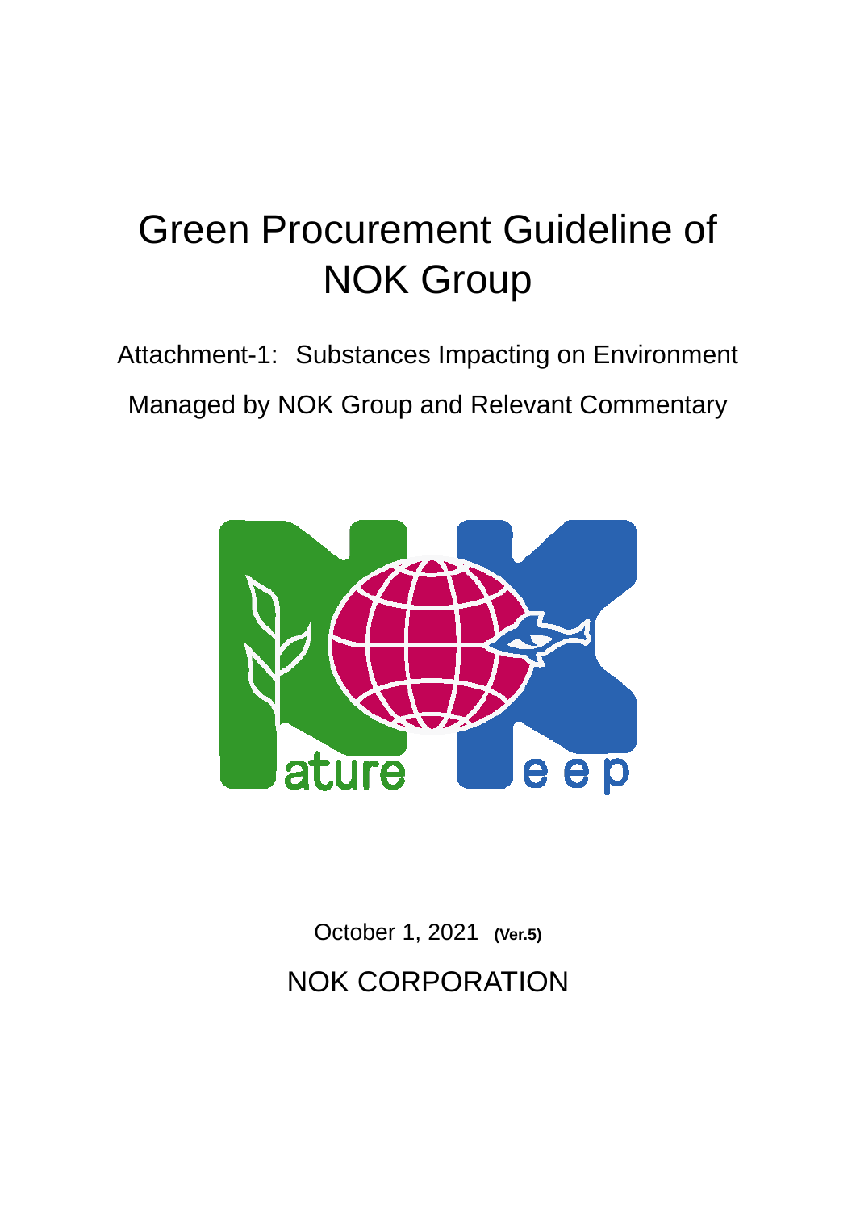# Green Procurement Guideline of NOK Group

Attachment-1: Substances Impacting on Environment Managed by NOK Group and Relevant Commentary

ature eep

October 1, 2021 **(Ver.5)**

NOK CORPORATION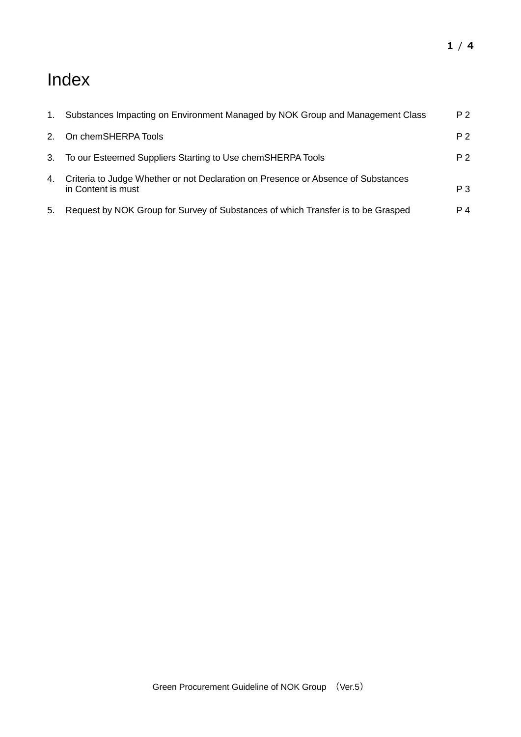# Index

| | | |
|---|---|---|
| 1. | Substances Impacting on Environment Managed by NOK Group and Management Class | P 2 |
| 2. | On chemSHERPA Tools | P 2 |
| 3. | To our Esteemed Suppliers Starting to Use chemSHERPA Tools | P 2 |
| 4. | Criteria to Judge Whether or not Declaration on Presence or Absence of Substances in Content is must | P 3 |
| 5. | Request by NOK Group for Survey of Substances of which Transfer is to be Grasped | P 4 |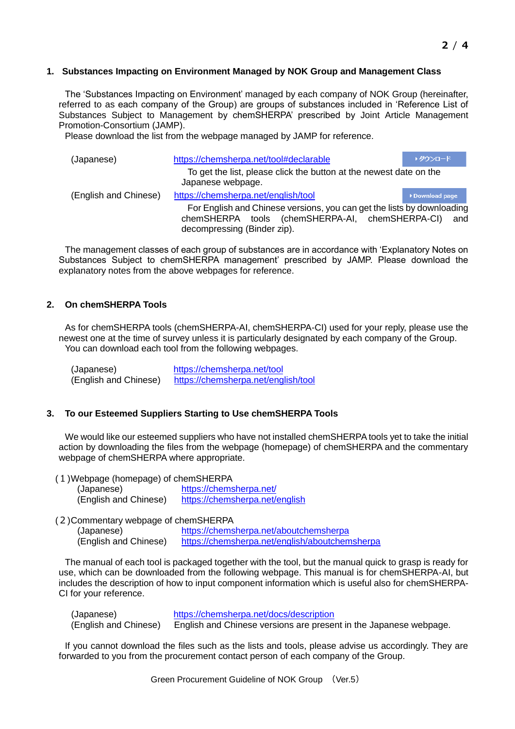## 1. Substances Impacting on Environment Managed by NOK Group and Management Class

The 'Substances Impacting on Environment' managed by each company of NOK Group (hereinafter, referred to as each company of the Group) are groups of substances included in 'Reference List of Substances Subject to Management by chemSHERPA' prescribed by Joint Article Management Promotion-Consortium (JAMP).

Please download the list from the webpage managed by JAMP for reference.

(Japanese) https://chemsherpa.net/tool#declarable ▸ダウンロード

To get the list, please click the button at the newest date on the Japanese webpage.

(English and Chinese) https://chemsherpa.net/english/tool ▸Download page

For English and Chinese versions, you can get the lists by downloading chemSHERPA tools (chemSHERPA-AI, chemSHERPA-CI) and decompressing (Binder zip).

The management classes of each group of substances are in accordance with 'Explanatory Notes on Substances Subject to chemSHERPA management' prescribed by JAMP. Please download the explanatory notes from the above webpages for reference.

## 2. On chemSHERPA Tools

As for chemSHERPA tools (chemSHERPA-AI, chemSHERPA-CI) used for your reply, please use the newest one at the time of survey unless it is particularly designated by each company of the Group.

You can download each tool from the following webpages.

(Japanese) https://chemsherpa.net/tool
(English and Chinese) https://chemsherpa.net/english/tool

## 3. To our Esteemed Suppliers Starting to Use chemSHERPA Tools

We would like our esteemed suppliers who have not installed chemSHERPA tools yet to take the initial action by downloading the files from the webpage (homepage) of chemSHERPA and the commentary webpage of chemSHERPA where appropriate.

(1) Webpage (homepage) of chemSHERPA
(Japanese) https://chemsherpa.net/
(English and Chinese) https://chemsherpa.net/english

(2) Commentary webpage of chemSHERPA
(Japanese) https://chemsherpa.net/aboutchemsherpa
(English and Chinese) https://chemsherpa.net/english/aboutchemsherpa

The manual of each tool is packaged together with the tool, but the manual quick to grasp is ready for use, which can be downloaded from the following webpage. This manual is for chemSHERPA-AI, but includes the description of how to input component information which is useful also for chemSHERPA-CI for your reference.

(Japanese) https://chemsherpa.net/docs/description
(English and Chinese) English and Chinese versions are present in the Japanese webpage.

If you cannot download the files such as the lists and tools, please advise us accordingly. They are forwarded to you from the procurement contact person of each company of the Group.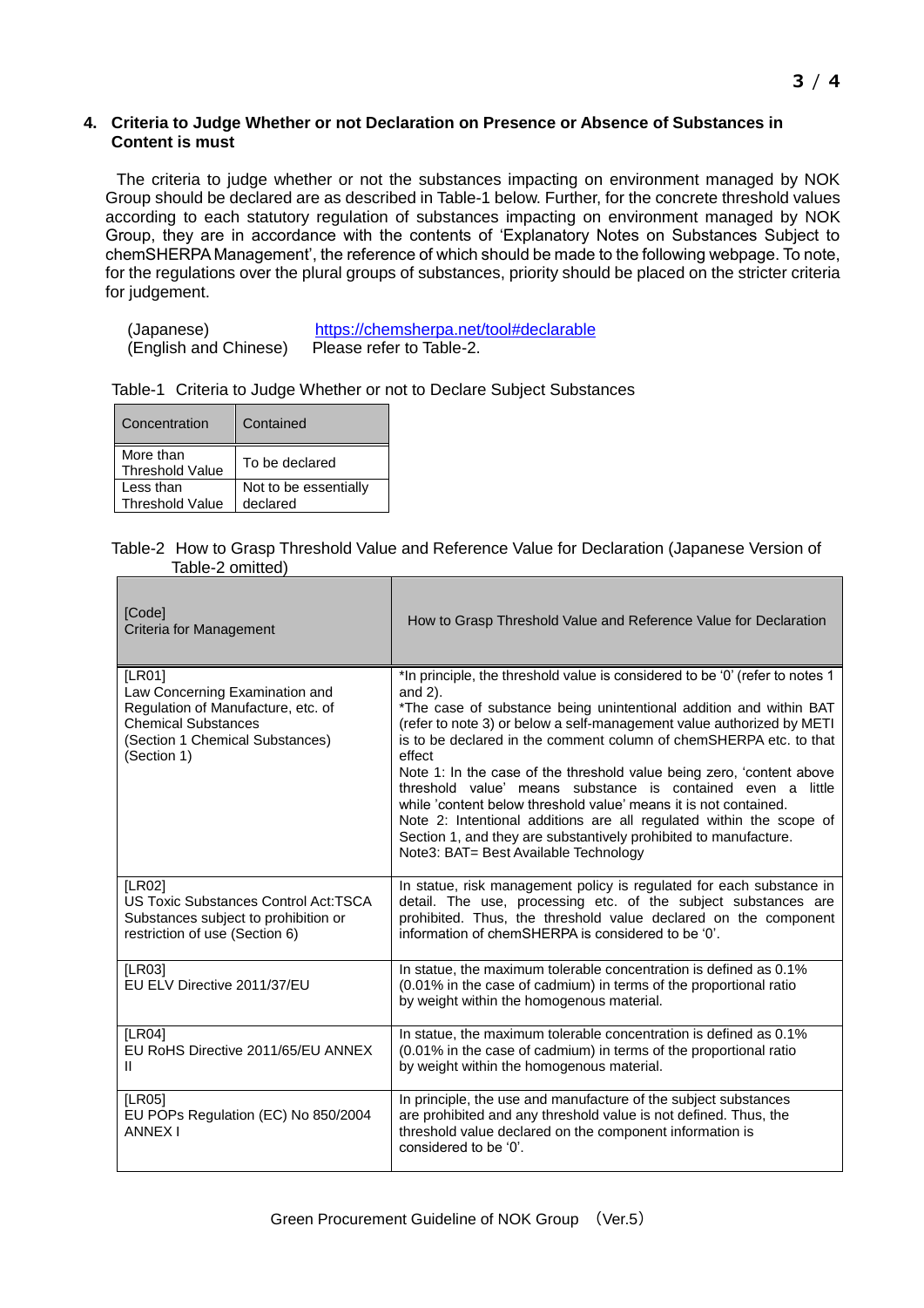## 4. Criteria to Judge Whether or not Declaration on Presence or Absence of Substances in Content is must

The criteria to judge whether or not the substances impacting on environment managed by NOK Group should be declared are as described in Table-1 below. Further, for the concrete threshold values according to each statutory regulation of substances impacting on environment managed by NOK Group, they are in accordance with the contents of 'Explanatory Notes on Substances Subject to chemSHERPA Management', the reference of which should be made to the following webpage. To note, for the regulations over the plural groups of substances, priority should be placed on the stricter criteria for judgement.

(Japanese) https://chemsherpa.net/tool#declarable
(English and Chinese) Please refer to Table-2.

Table-1 Criteria to Judge Whether or not to Declare Subject Substances

| Concentration | Contained |
|---|---|
| More than Threshold Value | To be declared |
| Less than Threshold Value | Not to be essentially declared |

Table-2 How to Grasp Threshold Value and Reference Value for Declaration (Japanese Version of Table-2 omitted)

| [Code] Criteria for Management | How to Grasp Threshold Value and Reference Value for Declaration |
|---|---|
| [LR01] Law Concerning Examination and Regulation of Manufacture, etc. of Chemical Substances (Section 1 Chemical Substances) (Section 1) | *In principle, the threshold value is considered to be '0' (refer to notes 1 and 2).<br>*The case of substance being unintentional addition and within BAT (refer to note 3) or below a self-management value authorized by METI is to be declared in the comment column of chemSHERPA etc. to that effect<br>Note 1: In the case of the threshold value being zero, 'content above threshold value' means substance is contained even a little while 'content below threshold value' means it is not contained.<br>Note 2: Intentional additions are all regulated within the scope of Section 1, and they are substantively prohibited to manufacture.<br>Note3: BAT= Best Available Technology |
| [LR02] US Toxic Substances Control Act:TSCA Substances subject to prohibition or restriction of use (Section 6) | In statue, risk management policy is regulated for each substance in detail. The use, processing etc. of the subject substances are prohibited. Thus, the threshold value declared on the component information of chemSHERPA is considered to be '0'. |
| [LR03] EU ELV Directive 2011/37/EU | In statue, the maximum tolerable concentration is defined as 0.1% (0.01% in the case of cadmium) in terms of the proportional ratio by weight within the homogenous material. |
| [LR04] EU RoHS Directive 2011/65/EU ANNEX II | In statue, the maximum tolerable concentration is defined as 0.1% (0.01% in the case of cadmium) in terms of the proportional ratio by weight within the homogenous material. |
| [LR05] EU POPs Regulation (EC) No 850/2004 ANNEX I | In principle, the use and manufacture of the subject substances are prohibited and any threshold value is not defined. Thus, the threshold value declared on the component information is considered to be '0'. |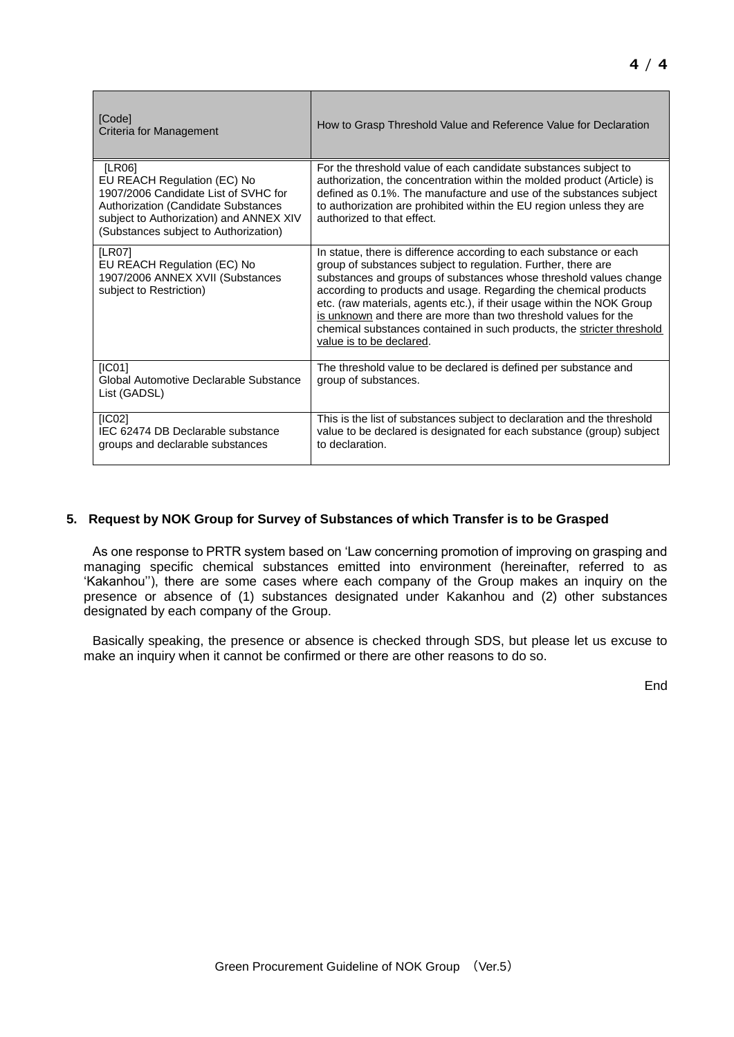| [Code] Criteria for Management | How to Grasp Threshold Value and Reference Value for Declaration |
|---|---|
| [LR06] EU REACH Regulation (EC) No 1907/2006 Candidate List of SVHC for Authorization (Candidate Substances subject to Authorization) and ANNEX XIV (Substances subject to Authorization) | For the threshold value of each candidate substances subject to authorization, the concentration within the molded product (Article) is defined as 0.1%. The manufacture and use of the substances subject to authorization are prohibited within the EU region unless they are authorized to that effect. |
| [LR07] EU REACH Regulation (EC) No 1907/2006 ANNEX XVII (Substances subject to Restriction) | In statue, there is difference according to each substance or each group of substances subject to regulation. Further, there are substances and groups of substances whose threshold values change according to products and usage. Regarding the chemical products etc. (raw materials, agents etc.), if their usage within the NOK Group is unknown and there are more than two threshold values for the chemical substances contained in such products, the stricter threshold value is to be declared. |
| [IC01] Global Automotive Declarable Substance List (GADSL) | The threshold value to be declared is defined per substance and group of substances. |
| [IC02] IEC 62474 DB Declarable substance groups and declarable substances | This is the list of substances subject to declaration and the threshold value to be declared is designated for each substance (group) subject to declaration. |

## 5. Request by NOK Group for Survey of Substances of which Transfer is to be Grasped

As one response to PRTR system based on 'Law concerning promotion of improving on grasping and managing specific chemical substances emitted into environment (hereinafter, referred to as 'Kakanhou''), there are some cases where each company of the Group makes an inquiry on the presence or absence of (1) substances designated under Kakanhou and (2) other substances designated by each company of the Group.

Basically speaking, the presence or absence is checked through SDS, but please let us excuse to make an inquiry when it cannot be confirmed or there are other reasons to do so.

End